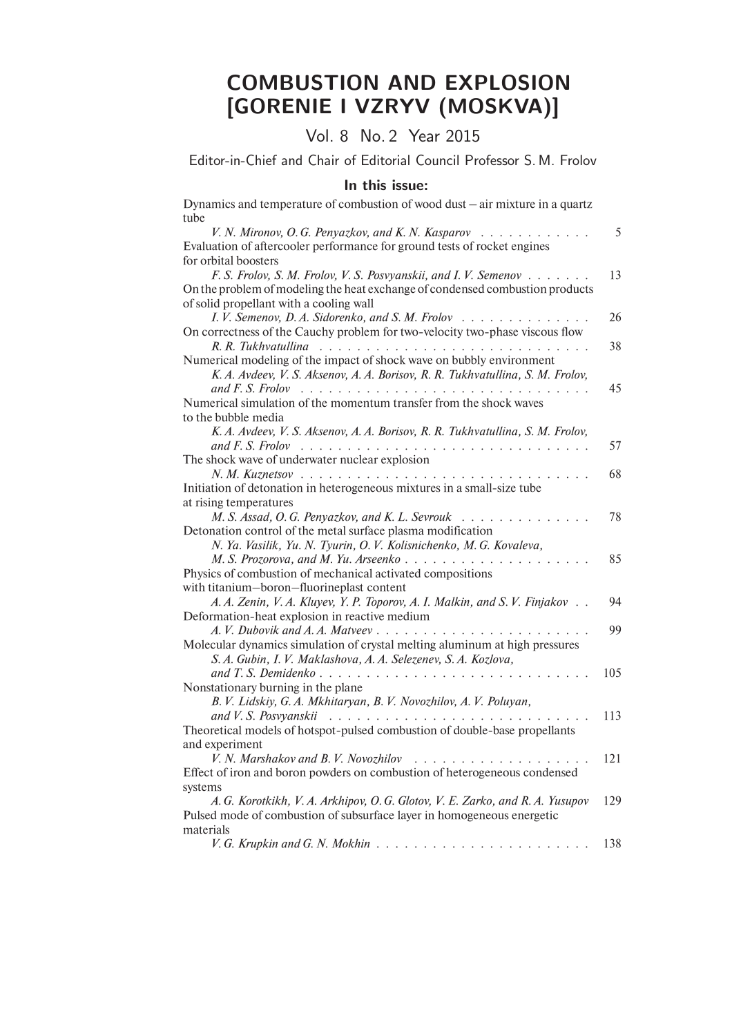# COMBUSTION AND EXPLOSION [GORENIE I VZRYV (MOSKVA)]

Vol. 8 No. 2 Year 2015

Editor-in-Chief and Chair of Editorial Council Professor S. M. Frolov

## In this issue:

Dynamics and temperature of combustion of wood dust – air mixture in a quartz tube
*V. N. Mironov, O. G. Penyazkov, and K. N. Kasparov* . . . . . . . . . . . . 5

Evaluation of aftercooler performance for ground tests of rocket engines for orbital boosters
*F. S. Frolov, S. M. Frolov, V. S. Posvyanskii, and I. V. Semenov* . . . . . . . 13

On the problem of modeling the heat exchange of condensed combustion products of solid propellant with a cooling wall
*I. V. Semenov, D. A. Sidorenko, and S. M. Frolov* . . . . . . . . . . . . . . 26

On correctness of the Cauchy problem for two-velocity two-phase viscous flow
*R. R. Tukhvatullina* . . . . . . . . . . . . . . . . . . . . . . . . . . . . . 38

Numerical modeling of the impact of shock wave on bubbly environment
*K. A. Avdeev, V. S. Aksenov, A. A. Borisov, R. R. Tukhvatullina, S. M. Frolov, and F. S. Frolov* . . . . . . . . . . . . . . . . . . . . . . . . . . . . . . . 45

Numerical simulation of the momentum transfer from the shock waves to the bubble media
*K. A. Avdeev, V. S. Aksenov, A. A. Borisov, R. R. Tukhvatullina, S. M. Frolov, and F. S. Frolov* . . . . . . . . . . . . . . . . . . . . . . . . . . . . . . . 57

The shock wave of underwater nuclear explosion
*N. M. Kuznetsov* . . . . . . . . . . . . . . . . . . . . . . . . . . . . . . . 68

Initiation of detonation in heterogeneous mixtures in a small-size tube at rising temperatures
*M. S. Assad, O. G. Penyazkov, and K. L. Sevrouk* . . . . . . . . . . . . . . 78

Detonation control of the metal surface plasma modification
*N. Ya. Vasilik, Yu. N. Tyurin, O. V. Kolisnichenko, M. G. Kovaleva, M. S. Prozorova, and M. Yu. Arseenko* . . . . . . . . . . . . . . . . . . . . 85

Physics of combustion of mechanical activated compositions with titanium–boron–fluorineplast content
*A. A. Zenin, V. A. Kluyev, Y. P. Toporov, A. I. Malkin, and S. V. Finjakov* . . 94

Deformation-heat explosion in reactive medium
*A. V. Dubovik and A. A. Matveev* . . . . . . . . . . . . . . . . . . . . . . . 99

Molecular dynamics simulation of crystal melting aluminum at high pressures
*S. A. Gubin, I. V. Maklashova, A. A. Selezenev, S. A. Kozlova, and T. S. Demidenko* . . . . . . . . . . . . . . . . . . . . . . . . . . . . . 105

Nonstationary burning in the plane
*B. V. Lidskiy, G. A. Mkhitaryan, B. V. Novozhilov, A. V. Poluyan, and V. S. Posvyanskii* . . . . . . . . . . . . . . . . . . . . . . . . . . . . 113

Theoretical models of hotspot-pulsed combustion of double-base propellants and experiment
*V. N. Marshakov and B. V. Novozhilov* . . . . . . . . . . . . . . . . . . . 121

Effect of iron and boron powders on combustion of heterogeneous condensed systems
*A. G. Korotkikh, V. A. Arkhipov, O. G. Glotov, V. E. Zarko, and R. A. Yusupov* 129

Pulsed mode of combustion of subsurface layer in homogeneous energetic materials
*V. G. Krupkin and G. N. Mokhin* . . . . . . . . . . . . . . . . . . . . . . . 138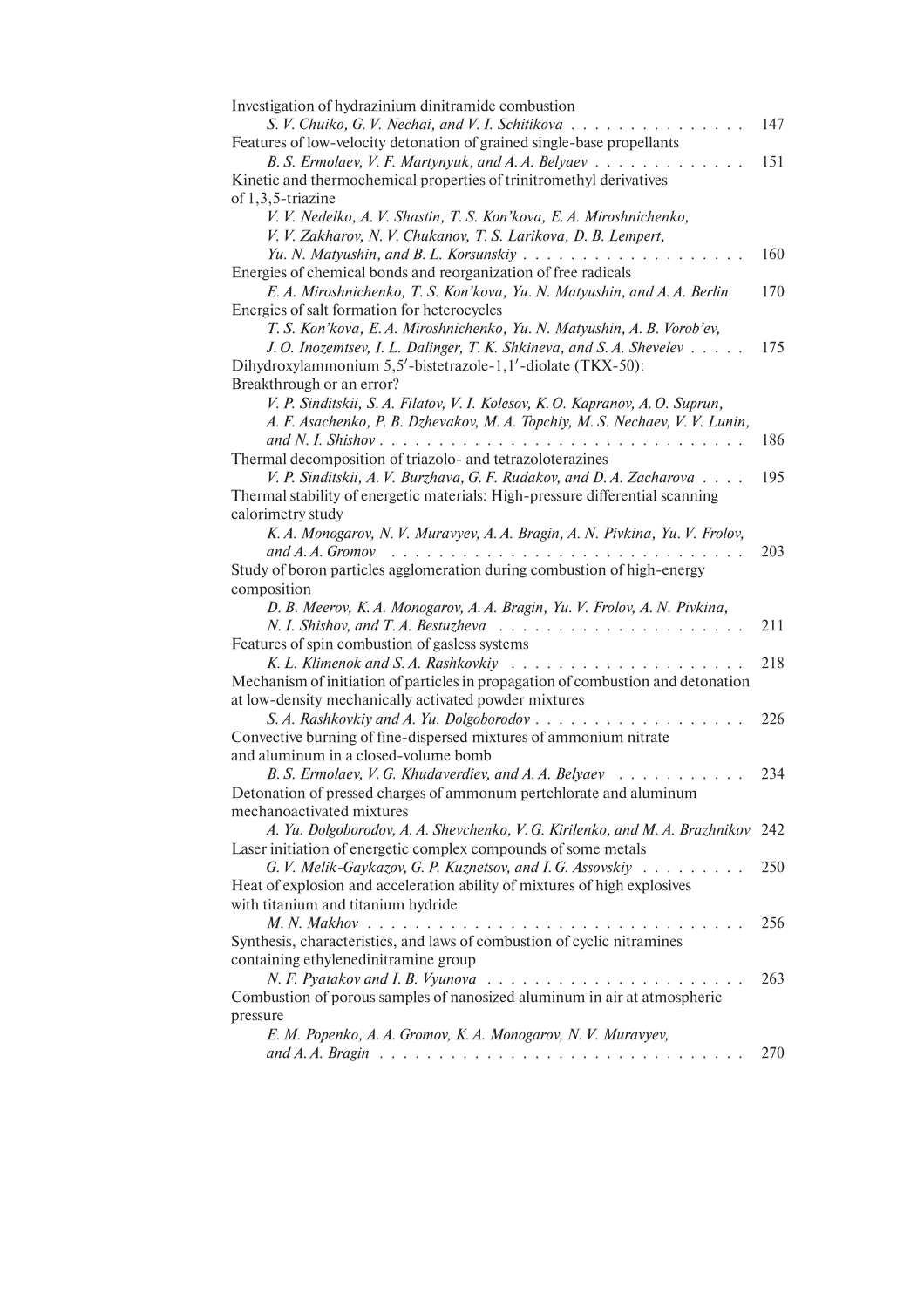Investigation of hydrazinium dinitramide combustion
*S. V. Chuiko, G. V. Nechai, and V. I. Schitikova* . . . . . . . . . . . . . . . 147

Features of low-velocity detonation of grained single-base propellants
*B. S. Ermolaev, V. F. Martynyuk, and A. A. Belyaev* . . . . . . . . . . . . . 151

Kinetic and thermochemical properties of trinitromethyl derivatives of 1,3,5-triazine
*V. V. Nedelko, A. V. Shastin, T. S. Kon'kova, E. A. Miroshnichenko, V. V. Zakharov, N. V. Chukanov, T. S. Larikova, D. B. Lempert, Yu. N. Matyushin, and B. L. Korsunskiy* . . . . . . . . . . . . . . . . . . . 160

Energies of chemical bonds and reorganization of free radicals
*E. A. Miroshnichenko, T. S. Kon'kova, Yu. N. Matyushin, and A. A. Berlin* 170

Energies of salt formation for heterocycles
*T. S. Kon'kova, E. A. Miroshnichenko, Yu. N. Matyushin, A. B. Vorob'ev, J. O. Inozemtsev, I. L. Dalinger, T. K. Shkineva, and S. A. Shevelev* . . . . . 175

Dihydroxylammonium 5,5′-bistetrazole-1,1′-diolate (TKX-50): Breakthrough or an error?
*V. P. Sinditskii, S. A. Filatov, V. I. Kolesov, K. O. Kapranov, A. O. Suprun, A. F. Asachenko, P. B. Dzhevakov, M. A. Topchiy, M. S. Nechaev, V. V. Lunin, and N. I. Shishov* . . . . . . . . . . . . . . . . . . . . . . . . . . . . . . . 186

Thermal decomposition of triazolo- and tetrazoloterazines
*V. P. Sinditskii, A. V. Burzhava, G. F. Rudakov, and D. A. Zacharova* . . . . 195

Thermal stability of energetic materials: High-pressure differential scanning calorimetry study
*K. A. Monogarov, N. V. Muravyev, A. A. Bragin, A. N. Pivkina, Yu. V. Frolov, and A. A. Gromov* . . . . . . . . . . . . . . . . . . . . . . . . . . . . . . 203

Study of boron particles agglomeration during combustion of high-energy composition
*D. B. Meerov, K. A. Monogarov, A. A. Bragin, Yu. V. Frolov, A. N. Pivkina, N. I. Shishov, and T. A. Bestuzheva* . . . . . . . . . . . . . . . . . . . . . 211

Features of spin combustion of gasless systems
*K. L. Klimenok and S. A. Rashkovkiy* . . . . . . . . . . . . . . . . . . . . 218

Mechanism of initiation of particles in propagation of combustion and detonation at low-density mechanically activated powder mixtures
*S. A. Rashkovkiy and A. Yu. Dolgoborodov* . . . . . . . . . . . . . . . . . . 226

Convective burning of fine-dispersed mixtures of ammonium nitrate and aluminum in a closed-volume bomb
*B. S. Ermolaev, V. G. Khudaverdiev, and A. A. Belyaev* . . . . . . . . . . . 234

Detonation of pressed charges of ammonum pertchlorate and aluminum mechanoactivated mixtures
*A. Yu. Dolgoborodov, A. A. Shevchenko, V. G. Kirilenko, and M. A. Brazhnikov* 242

Laser initiation of energetic complex compounds of some metals
*G. V. Melik-Gaykazov, G. P. Kuznetsov, and I. G. Assovskiy* . . . . . . . . . 250

Heat of explosion and acceleration ability of mixtures of high explosives with titanium and titanium hydride
*M. N. Makhov* . . . . . . . . . . . . . . . . . . . . . . . . . . . . . . . . . 256

Synthesis, characteristics, and laws of combustion of cyclic nitramines containing ethylenedinitramine group
*N. F. Pyatakov and I. B. Vyunova* . . . . . . . . . . . . . . . . . . . . . . 263

Combustion of porous samples of nanosized aluminum in air at atmospheric pressure
*E. M. Popenko, A. A. Gromov, K. A. Monogarov, N. V. Muravyev, and A. A. Bragin* . . . . . . . . . . . . . . . . . . . . . . . . . . . . . . . 270